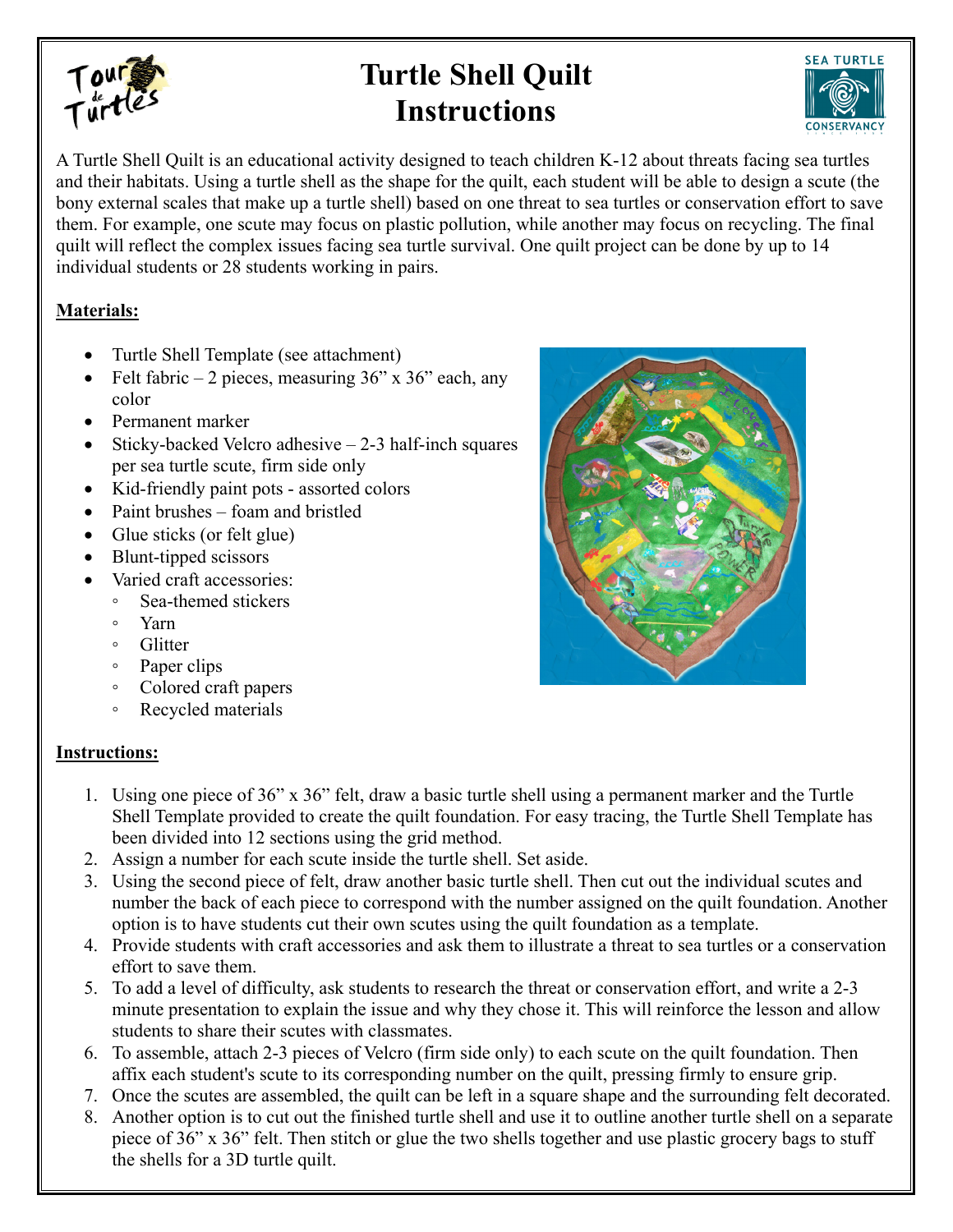# Turtle Shell Quilt Instructions

A Turtle Shell Quilt is an educational activity designed to teach children K-12 about threats facing sea turtles and their habitats. Using a turtle shell as the shape for the quilt, each student will be able to design a scute (the bony external scales that make up a turtle shell) based on one threat to sea turtles or conservation effort to save them. For example, one scute may focus on plastic pollution, while another may focus on recycling. The final quilt will reflect the complex issues facing sea turtle survival. One quilt project can be done by up to 14 individual students or 28 students working in pairs.

**Materials:**

- Turtle Shell Template (see attachment)
- Felt fabric – 2 pieces, measuring 36" x 36" each, any color
- Permanent marker
- Sticky-backed Velcro adhesive – 2-3 half-inch squares per sea turtle scute, firm side only
- Kid-friendly paint pots - assorted colors
- Paint brushes – foam and bristled
- Glue sticks (or felt glue)
- Blunt-tipped scissors
- Varied craft accessories:
  - Sea-themed stickers
  - Yarn
  - Glitter
  - Paper clips
  - Colored craft papers
  - Recycled materials

**Instructions:**

1. Using one piece of 36" x 36" felt, draw a basic turtle shell using a permanent marker and the Turtle Shell Template provided to create the quilt foundation. For easy tracing, the Turtle Shell Template has been divided into 12 sections using the grid method.
2. Assign a number for each scute inside the turtle shell. Set aside.
3. Using the second piece of felt, draw another basic turtle shell. Then cut out the individual scutes and number the back of each piece to correspond with the number assigned on the quilt foundation. Another option is to have students cut their own scutes using the quilt foundation as a template.
4. Provide students with craft accessories and ask them to illustrate a threat to sea turtles or a conservation effort to save them.
5. To add a level of difficulty, ask students to research the threat or conservation effort, and write a 2-3 minute presentation to explain the issue and why they chose it. This will reinforce the lesson and allow students to share their scutes with classmates.
6. To assemble, attach 2-3 pieces of Velcro (firm side only) to each scute on the quilt foundation. Then affix each student's scute to its corresponding number on the quilt, pressing firmly to ensure grip.
7. Once the scutes are assembled, the quilt can be left in a square shape and the surrounding felt decorated.
8. Another option is to cut out the finished turtle shell and use it to outline another turtle shell on a separate piece of 36" x 36" felt. Then stitch or glue the two shells together and use plastic grocery bags to stuff the shells for a 3D turtle quilt.